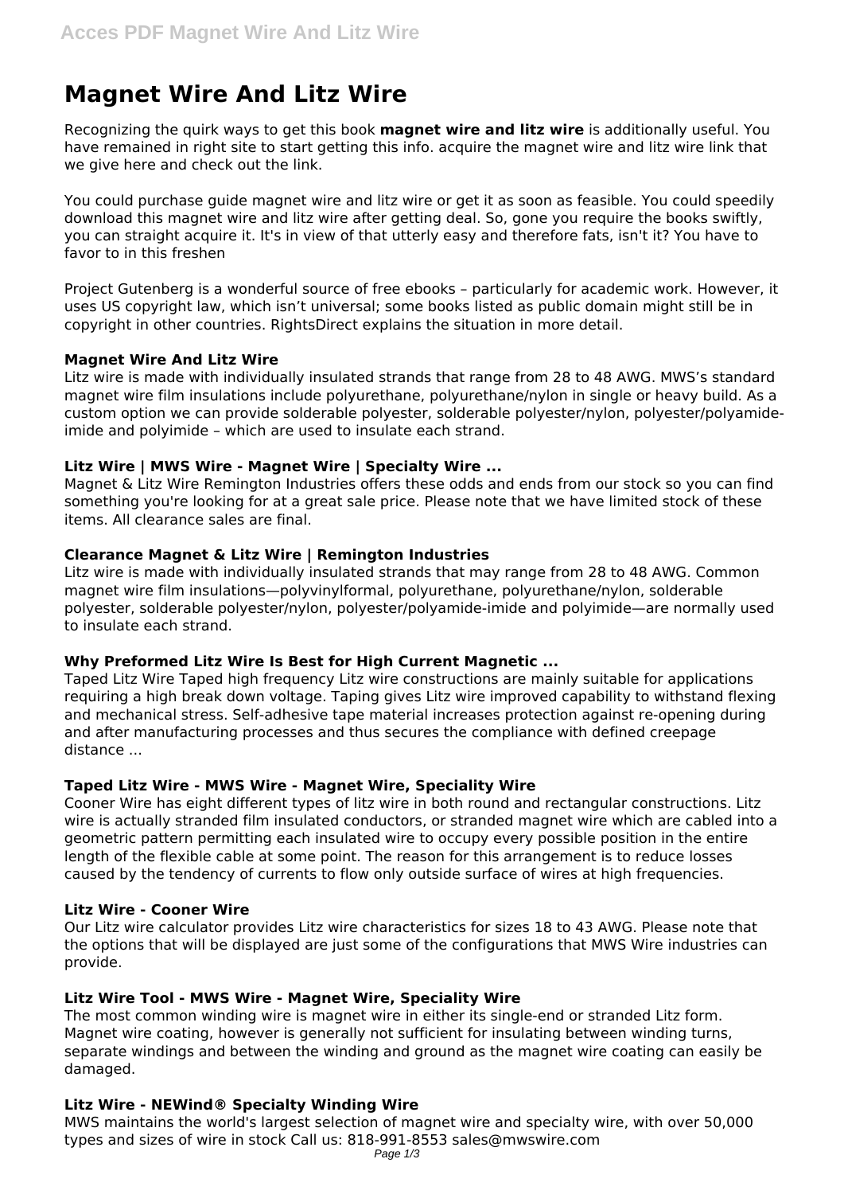# Magnet Wire And Litz Wire

Recognizing the quirk ways to get this book **magnet wire and litz wire** is additionally useful. You have remained in right site to start getting this info. acquire the magnet wire and litz wire link that we give here and check out the link.

You could purchase guide magnet wire and litz wire or get it as soon as feasible. You could speedily download this magnet wire and litz wire after getting deal. So, gone you require the books swiftly, you can straight acquire it. It's in view of that utterly easy and therefore fats, isn't it? You have to favor to in this freshen

Project Gutenberg is a wonderful source of free ebooks – particularly for academic work. However, it uses US copyright law, which isn't universal; some books listed as public domain might still be in copyright in other countries. RightsDirect explains the situation in more detail.

### Magnet Wire And Litz Wire

Litz wire is made with individually insulated strands that range from 28 to 48 AWG. MWS's standard magnet wire film insulations include polyurethane, polyurethane/nylon in single or heavy build. As a custom option we can provide solderable polyester, solderable polyester/nylon, polyester/polyamide-imide and polyimide – which are used to insulate each strand.

### Litz Wire | MWS Wire - Magnet Wire | Specialty Wire ...

Magnet & Litz Wire Remington Industries offers these odds and ends from our stock so you can find something you're looking for at a great sale price. Please note that we have limited stock of these items. All clearance sales are final.

### Clearance Magnet & Litz Wire | Remington Industries

Litz wire is made with individually insulated strands that may range from 28 to 48 AWG. Common magnet wire film insulations—polyvinylformal, polyurethane, polyurethane/nylon, solderable polyester, solderable polyester/nylon, polyester/polyamide-imide and polyimide—are normally used to insulate each strand.

### Why Preformed Litz Wire Is Best for High Current Magnetic ...

Taped Litz Wire Taped high frequency Litz wire constructions are mainly suitable for applications requiring a high break down voltage. Taping gives Litz wire improved capability to withstand flexing and mechanical stress. Self-adhesive tape material increases protection against re-opening during and after manufacturing processes and thus secures the compliance with defined creepage distance ...

### Taped Litz Wire - MWS Wire - Magnet Wire, Speciality Wire

Cooner Wire has eight different types of litz wire in both round and rectangular constructions. Litz wire is actually stranded film insulated conductors, or stranded magnet wire which are cabled into a geometric pattern permitting each insulated wire to occupy every possible position in the entire length of the flexible cable at some point. The reason for this arrangement is to reduce losses caused by the tendency of currents to flow only outside surface of wires at high frequencies.

### Litz Wire - Cooner Wire

Our Litz wire calculator provides Litz wire characteristics for sizes 18 to 43 AWG. Please note that the options that will be displayed are just some of the configurations that MWS Wire industries can provide.

### Litz Wire Tool - MWS Wire - Magnet Wire, Speciality Wire

The most common winding wire is magnet wire in either its single-end or stranded Litz form. Magnet wire coating, however is generally not sufficient for insulating between winding turns, separate windings and between the winding and ground as the magnet wire coating can easily be damaged.

### Litz Wire - NEWind® Specialty Winding Wire

MWS maintains the world's largest selection of magnet wire and specialty wire, with over 50,000 types and sizes of wire in stock Call us: 818-991-8553 sales@mwswire.com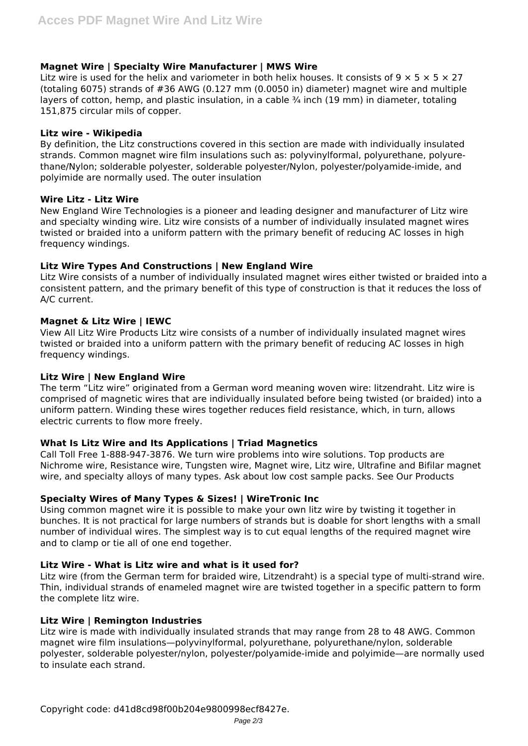### Magnet Wire | Specialty Wire Manufacturer | MWS Wire

Litz wire is used for the helix and variometer in both helix houses. It consists of $9 \times 5 \times 5 \times 27$ (totaling 6075) strands of #36 AWG (0.127 mm (0.0050 in) diameter) magnet wire and multiple layers of cotton, hemp, and plastic insulation, in a cable ¾ inch (19 mm) in diameter, totaling 151,875 circular mils of copper.

### Litz wire - Wikipedia

By definition, the Litz constructions covered in this section are made with individually insulated strands. Common magnet wire film insulations such as: polyvinylformal, polyurethane, polyurethane/Nylon; solderable polyester, solderable polyester/Nylon, polyester/polyamide-imide, and polyimide are normally used. The outer insulation

### Wire Litz - Litz Wire

New England Wire Technologies is a pioneer and leading designer and manufacturer of Litz wire and specialty winding wire. Litz wire consists of a number of individually insulated magnet wires twisted or braided into a uniform pattern with the primary benefit of reducing AC losses in high frequency windings.

### Litz Wire Types And Constructions | New England Wire

Litz Wire consists of a number of individually insulated magnet wires either twisted or braided into a consistent pattern, and the primary benefit of this type of construction is that it reduces the loss of A/C current.

### Magnet & Litz Wire | IEWC

View All Litz Wire Products Litz wire consists of a number of individually insulated magnet wires twisted or braided into a uniform pattern with the primary benefit of reducing AC losses in high frequency windings.

### Litz Wire | New England Wire

The term "Litz wire" originated from a German word meaning woven wire: litzendraht. Litz wire is comprised of magnetic wires that are individually insulated before being twisted (or braided) into a uniform pattern. Winding these wires together reduces field resistance, which, in turn, allows electric currents to flow more freely.

### What Is Litz Wire and Its Applications | Triad Magnetics

Call Toll Free 1-888-947-3876. We turn wire problems into wire solutions. Top products are Nichrome wire, Resistance wire, Tungsten wire, Magnet wire, Litz wire, Ultrafine and Bifilar magnet wire, and specialty alloys of many types. Ask about low cost sample packs. See Our Products

### Specialty Wires of Many Types & Sizes! | WireTronic Inc

Using common magnet wire it is possible to make your own litz wire by twisting it together in bunches. It is not practical for large numbers of strands but is doable for short lengths with a small number of individual wires. The simplest way is to cut equal lengths of the required magnet wire and to clamp or tie all of one end together.

### Litz Wire - What is Litz wire and what is it used for?

Litz wire (from the German term for braided wire, Litzendraht) is a special type of multi-strand wire. Thin, individual strands of enameled magnet wire are twisted together in a specific pattern to form the complete litz wire.

### Litz Wire | Remington Industries

Litz wire is made with individually insulated strands that may range from 28 to 48 AWG. Common magnet wire film insulations—polyvinylformal, polyurethane, polyurethane/nylon, solderable polyester, solderable polyester/nylon, polyester/polyamide-imide and polyimide—are normally used to insulate each strand.

Copyright code: d41d8cd98f00b204e9800998ecf8427e.